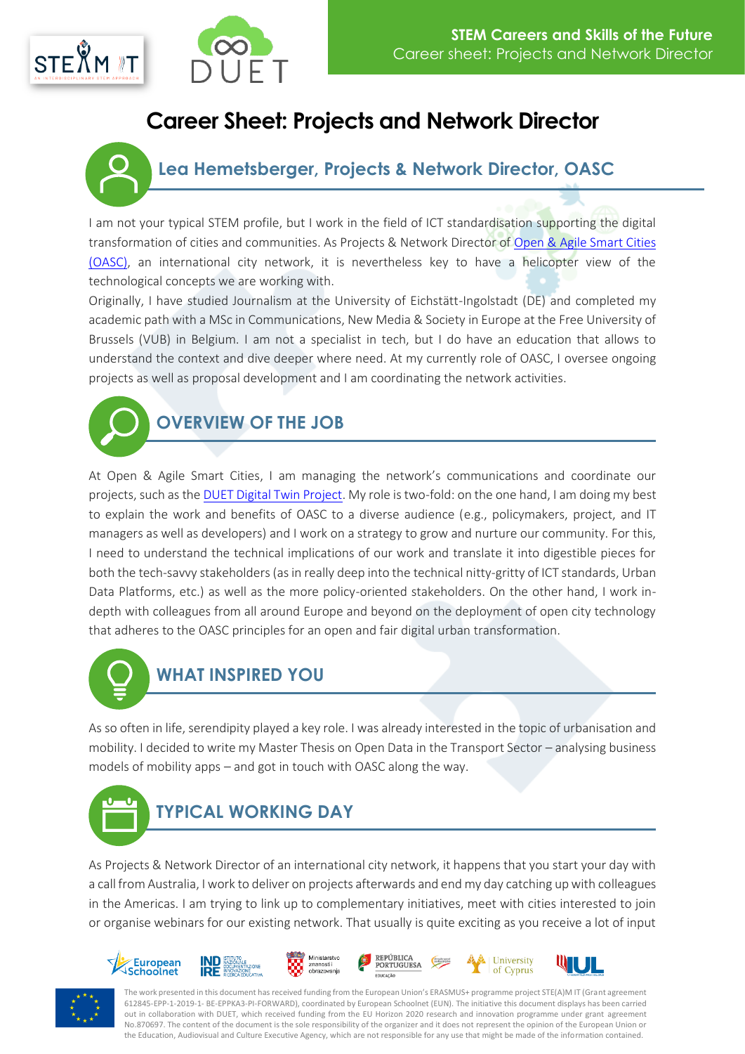# Career Sheet: Projects and Network Director

## Lea Hemetsberger, Projects & Network Director, OASC

I am not your typical STEM profile, but I work in the field of ICT standardisation supporting the digital transformation of cities and communities. As Projects & Network Director of Open & Agile Smart Cities (OASC), an international city network, it is nevertheless key to have a helicopter view of the technological concepts we are working with.

Originally, I have studied Journalism at the University of Eichstätt-Ingolstadt (DE) and completed my academic path with a MSc in Communications, New Media & Society in Europe at the Free University of Brussels (VUB) in Belgium. I am not a specialist in tech, but I do have an education that allows to understand the context and dive deeper where need. At my currently role of OASC, I oversee ongoing projects as well as proposal development and I am coordinating the network activities.

## OVERVIEW OF THE JOB

At Open & Agile Smart Cities, I am managing the network's communications and coordinate our projects, such as the DUET Digital Twin Project. My role is two-fold: on the one hand, I am doing my best to explain the work and benefits of OASC to a diverse audience (e.g., policymakers, project, and IT managers as well as developers) and I work on a strategy to grow and nurture our community. For this, I need to understand the technical implications of our work and translate it into digestible pieces for both the tech-savvy stakeholders (as in really deep into the technical nitty-gritty of ICT standards, Urban Data Platforms, etc.) as well as the more policy-oriented stakeholders. On the other hand, I work in-depth with colleagues from all around Europe and beyond on the deployment of open city technology that adheres to the OASC principles for an open and fair digital urban transformation.

## WHAT INSPIRED YOU

As so often in life, serendipity played a key role. I was already interested in the topic of urbanisation and mobility. I decided to write my Master Thesis on Open Data in the Transport Sector – analysing business models of mobility apps – and got in touch with OASC along the way.

## TYPICAL WORKING DAY

As Projects & Network Director of an international city network, it happens that you start your day with a call from Australia, I work to deliver on projects afterwards and end my day catching up with colleagues in the Americas. I am trying to link up to complementary initiatives, meet with cities interested to join or organise webinars for our existing network. That usually is quite exciting as you receive a lot of input

The work presented in this document has received funding from the European Union's ERASMUS+ programme project STE(A)M IT (Grant agreement 612845-EPP-1-2019-1- BE-EPPKA3-PI-FORWARD), coordinated by European Schoolnet (EUN). The initiative this document displays has been carried out in collaboration with DUET, which received funding from the EU Horizon 2020 research and innovation programme under grant agreement No.870697. The content of the document is the sole responsibility of the organizer and it does not represent the opinion of the European Union or the Education, Audiovisual and Culture Executive Agency, which are not responsible for any use that might be made of the information contained.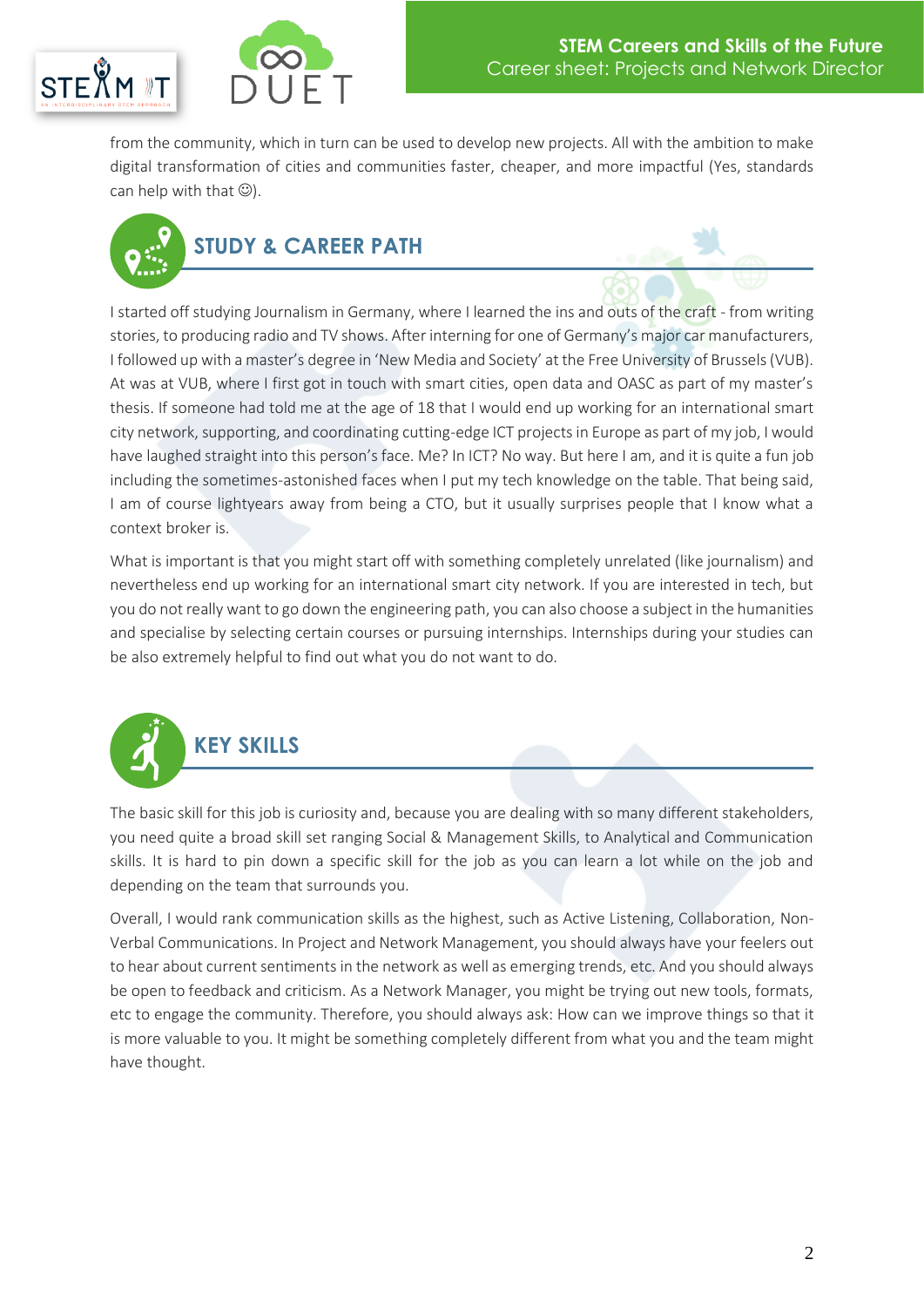from the community, which in turn can be used to develop new projects. All with the ambition to make digital transformation of cities and communities faster, cheaper, and more impactful (Yes, standards can help with that ☺).

## STUDY & CAREER PATH

I started off studying Journalism in Germany, where I learned the ins and outs of the craft - from writing stories, to producing radio and TV shows. After interning for one of Germany's major car manufacturers, I followed up with a master's degree in 'New Media and Society' at the Free University of Brussels (VUB). At was at VUB, where I first got in touch with smart cities, open data and OASC as part of my master's thesis. If someone had told me at the age of 18 that I would end up working for an international smart city network, supporting, and coordinating cutting-edge ICT projects in Europe as part of my job, I would have laughed straight into this person's face. Me? In ICT? No way. But here I am, and it is quite a fun job including the sometimes-astonished faces when I put my tech knowledge on the table. That being said, I am of course lightyears away from being a CTO, but it usually surprises people that I know what a context broker is.

What is important is that you might start off with something completely unrelated (like journalism) and nevertheless end up working for an international smart city network. If you are interested in tech, but you do not really want to go down the engineering path, you can also choose a subject in the humanities and specialise by selecting certain courses or pursuing internships. Internships during your studies can be also extremely helpful to find out what you do not want to do.

## KEY SKILLS

The basic skill for this job is curiosity and, because you are dealing with so many different stakeholders, you need quite a broad skill set ranging Social & Management Skills, to Analytical and Communication skills. It is hard to pin down a specific skill for the job as you can learn a lot while on the job and depending on the team that surrounds you.

Overall, I would rank communication skills as the highest, such as Active Listening, Collaboration, Non-Verbal Communications. In Project and Network Management, you should always have your feelers out to hear about current sentiments in the network as well as emerging trends, etc. And you should always be open to feedback and criticism. As a Network Manager, you might be trying out new tools, formats, etc to engage the community. Therefore, you should always ask: How can we improve things so that it is more valuable to you. It might be something completely different from what you and the team might have thought.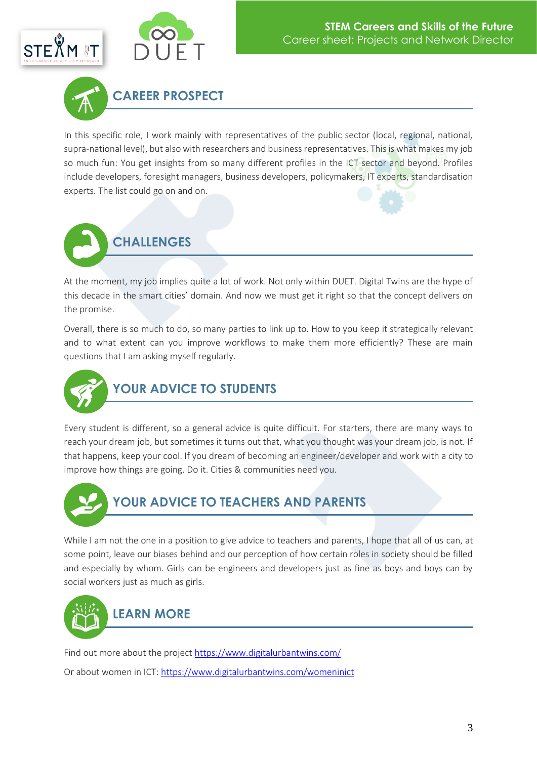## CAREER PROSPECT

In this specific role, I work mainly with representatives of the public sector (local, regional, national, supra-national level), but also with researchers and business representatives. This is what makes my job so much fun: You get insights from so many different profiles in the ICT sector and beyond. Profiles include developers, foresight managers, business developers, policymakers, IT experts, standardisation experts. The list could go on and on.

## CHALLENGES

At the moment, my job implies quite a lot of work. Not only within DUET. Digital Twins are the hype of this decade in the smart cities' domain. And now we must get it right so that the concept delivers on the promise.

Overall, there is so much to do, so many parties to link up to. How to you keep it strategically relevant and to what extent can you improve workflows to make them more efficiently? These are main questions that I am asking myself regularly.

## YOUR ADVICE TO STUDENTS

Every student is different, so a general advice is quite difficult. For starters, there are many ways to reach your dream job, but sometimes it turns out that, what you thought was your dream job, is not. If that happens, keep your cool. If you dream of becoming an engineer/developer and work with a city to improve how things are going. Do it. Cities & communities need you.

## YOUR ADVICE TO TEACHERS AND PARENTS

While I am not the one in a position to give advice to teachers and parents, I hope that all of us can, at some point, leave our biases behind and our perception of how certain roles in society should be filled and especially by whom. Girls can be engineers and developers just as fine as boys and boys can by social workers just as much as girls.

## LEARN MORE

Find out more about the project https://www.digitalurbantwins.com/

Or about women in ICT: https://www.digitalurbantwins.com/womeninict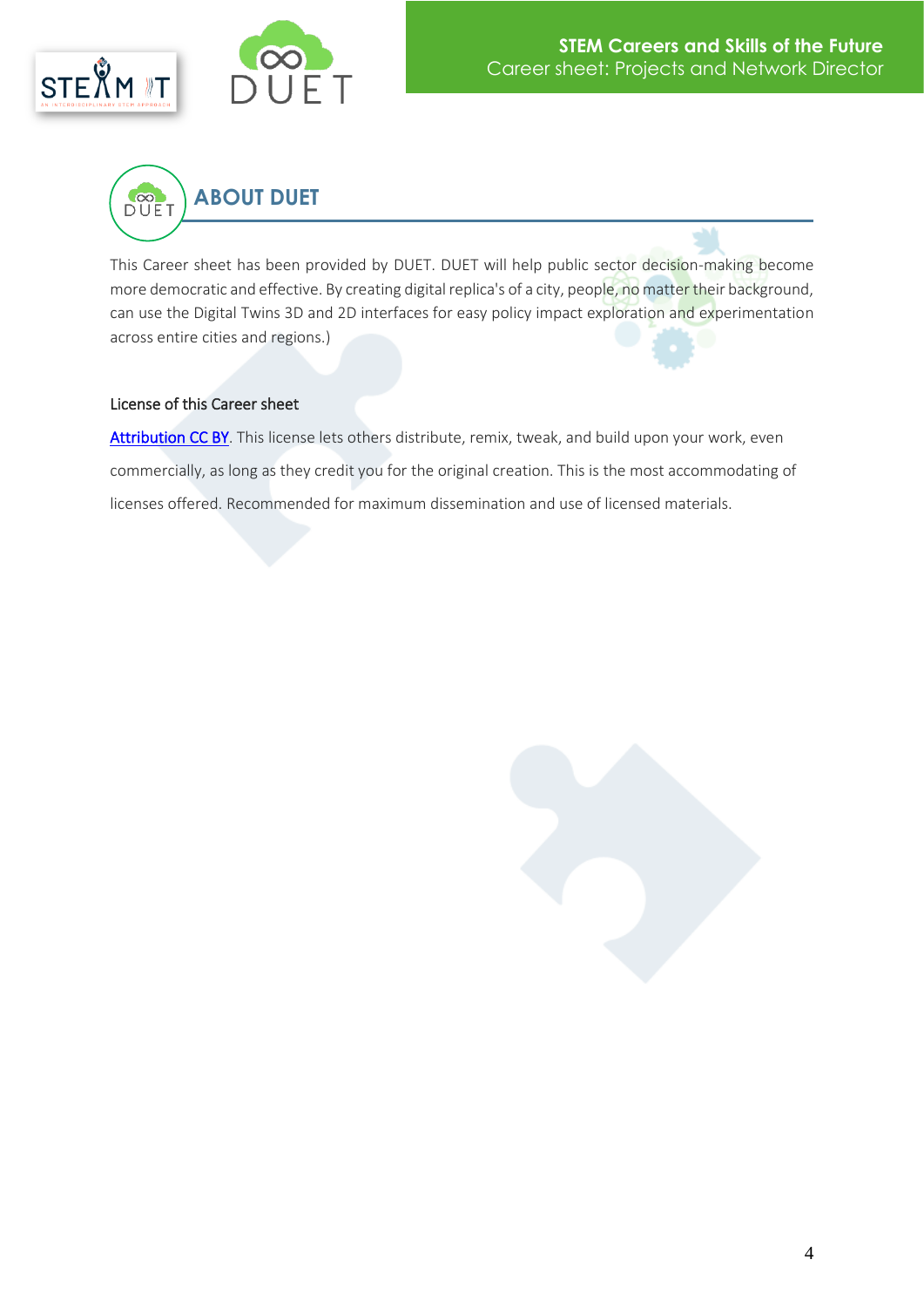## ABOUT DUET

This Career sheet has been provided by DUET. DUET will help public sector decision-making become more democratic and effective. By creating digital replica's of a city, people, no matter their background, can use the Digital Twins 3D and 2D interfaces for easy policy impact exploration and experimentation across entire cities and regions.)

License of this Career sheet

Attribution CC BY. This license lets others distribute, remix, tweak, and build upon your work, even commercially, as long as they credit you for the original creation. This is the most accommodating of licenses offered. Recommended for maximum dissemination and use of licensed materials.